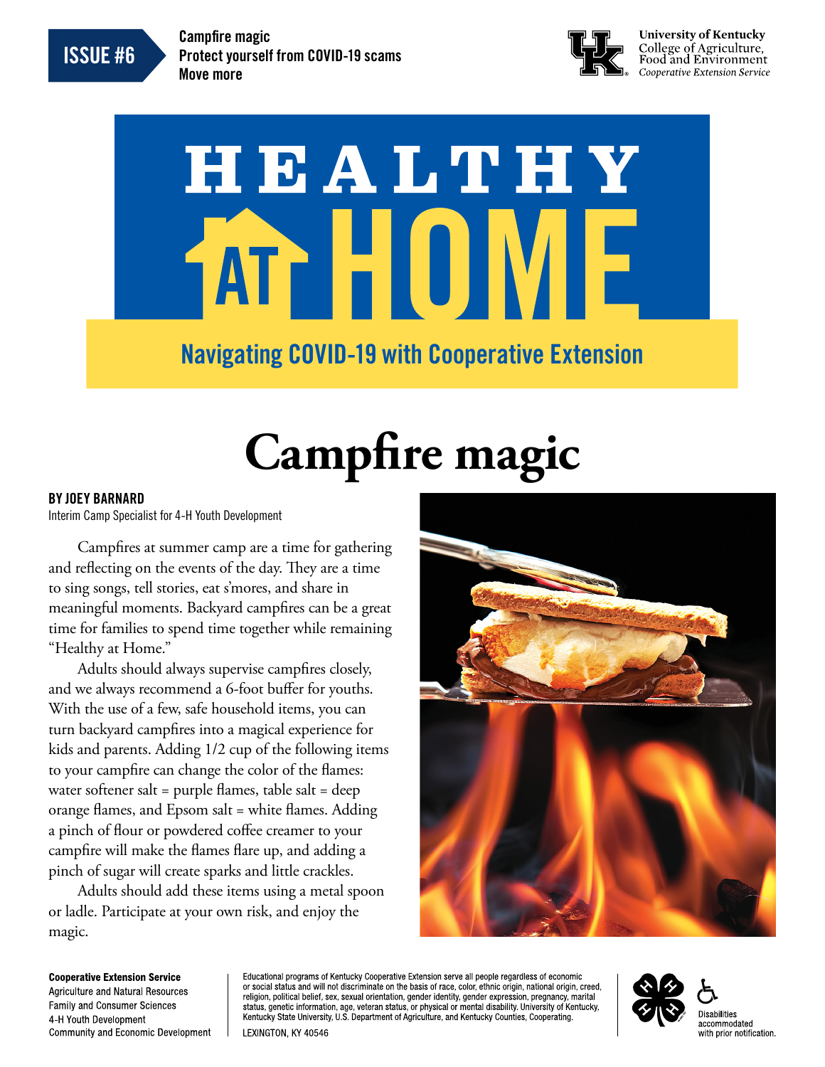**ISSUE #6**

Campfire magic
Protect yourself from COVID-19 scams
Move more

University of Kentucky
College of Agriculture, Food and Environment
*Cooperative Extension Service*

# HEALTHY AT HOME

## Navigating COVID-19 with Cooperative Extension

# Campfire magic

**BY JOEY BARNARD**
Interim Camp Specialist for 4-H Youth Development

Campfires at summer camp are a time for gathering and reflecting on the events of the day. They are a time to sing songs, tell stories, eat s'mores, and share in meaningful moments. Backyard campfires can be a great time for families to spend time together while remaining "Healthy at Home."

Adults should always supervise campfires closely, and we always recommend a 6-foot buffer for youths. With the use of a few, safe household items, you can turn backyard campfires into a magical experience for kids and parents. Adding 1/2 cup of the following items to your campfire can change the color of the flames: water softener salt = purple flames, table salt = deep orange flames, and Epsom salt = white flames. Adding a pinch of flour or powdered coffee creamer to your campfire will make the flames flare up, and adding a pinch of sugar will create sparks and little crackles.

Adults should add these items using a metal spoon or ladle. Participate at your own risk, and enjoy the magic.

**Cooperative Extension Service**
Agriculture and Natural Resources
Family and Consumer Sciences
4-H Youth Development
Community and Economic Development

Educational programs of Kentucky Cooperative Extension serve all people regardless of economic or social status and will not discriminate on the basis of race, color, ethnic origin, national origin, creed, religion, political belief, sex, sexual orientation, gender identity, gender expression, pregnancy, marital status, genetic information, age, veteran status, or physical or mental disability. University of Kentucky, Kentucky State University, U.S. Department of Agriculture, and Kentucky Counties, Cooperating.
LEXINGTON, KY 40546

Disabilities accommodated with prior notification.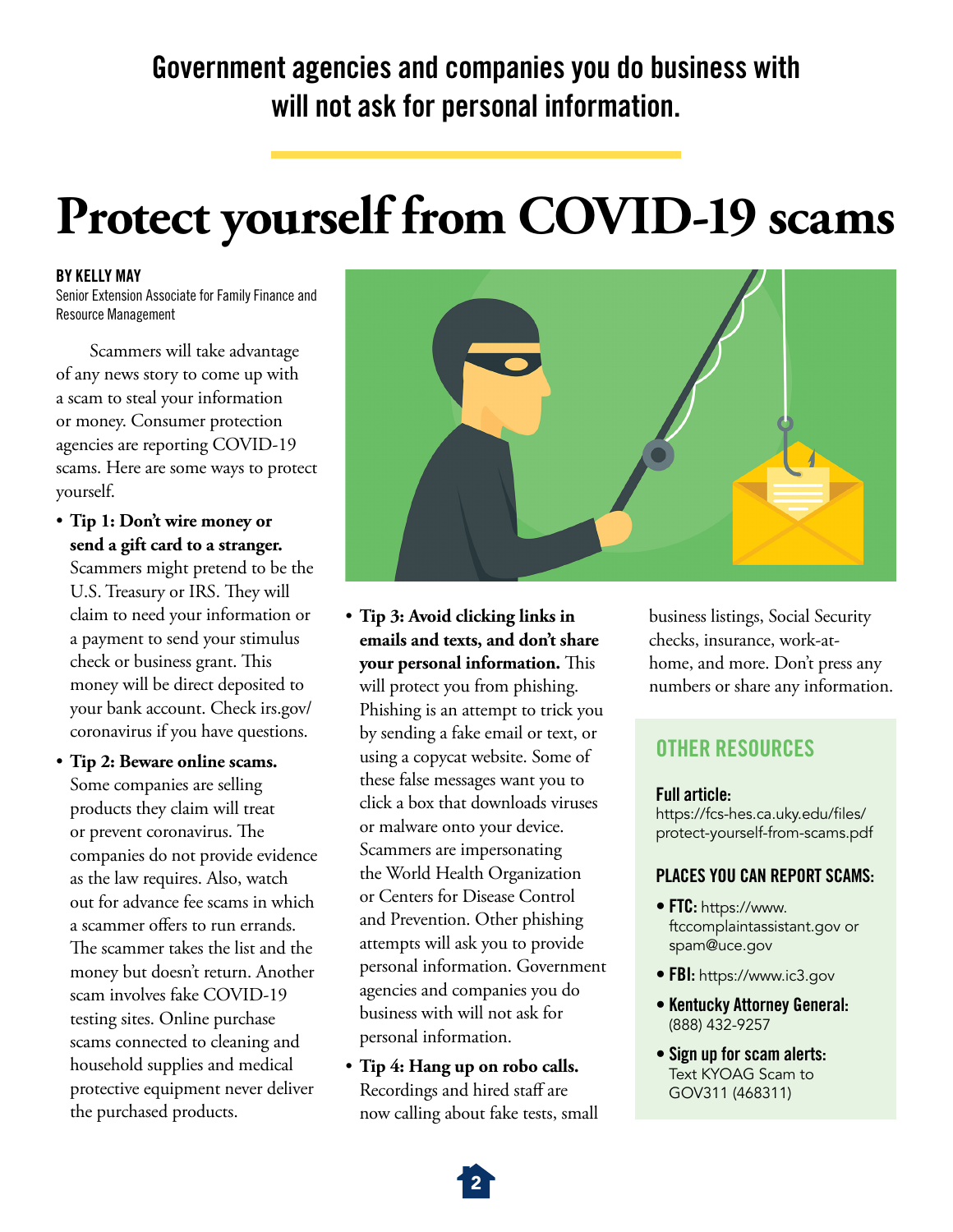**Government agencies and companies you do business with will not ask for personal information.**

# Protect yourself from COVID-19 scams

**BY KELLY MAY**
Senior Extension Associate for Family Finance and Resource Management

Scammers will take advantage of any news story to come up with a scam to steal your information or money. Consumer protection agencies are reporting COVID-19 scams. Here are some ways to protect yourself.

- **Tip 1: Don't wire money or send a gift card to a stranger.** Scammers might pretend to be the U.S. Treasury or IRS. They will claim to need your information or a payment to send your stimulus check or business grant. This money will be direct deposited to your bank account. Check irs.gov/coronavirus if you have questions.
- **Tip 2: Beware online scams.** Some companies are selling products they claim will treat or prevent coronavirus. The companies do not provide evidence as the law requires. Also, watch out for advance fee scams in which a scammer offers to run errands. The scammer takes the list and the money but doesn't return. Another scam involves fake COVID-19 testing sites. Online purchase scams connected to cleaning and household supplies and medical protective equipment never deliver the purchased products.
- **Tip 3: Avoid clicking links in emails and texts, and don't share your personal information.** This will protect you from phishing. Phishing is an attempt to trick you by sending a fake email or text, or using a copycat website. Some of these false messages want you to click a box that downloads viruses or malware onto your device. Scammers are impersonating the World Health Organization or Centers for Disease Control and Prevention. Other phishing attempts will ask you to provide personal information. Government agencies and companies you do business with will not ask for personal information.
- **Tip 4: Hang up on robo calls.** Recordings and hired staff are now calling about fake tests, small business listings, Social Security checks, insurance, work-at-home, and more. Don't press any numbers or share any information.

## OTHER RESOURCES

**Full article:**
https://fcs-hes.ca.uky.edu/files/protect-yourself-from-scams.pdf

**PLACES YOU CAN REPORT SCAMS:**

- **FTC:** https://www.ftccomplaintassistant.gov or spam@uce.gov
- **FBI:** https://www.ic3.gov
- **Kentucky Attorney General:** (888) 432-9257
- **Sign up for scam alerts:** Text KYOAG Scam to GOV311 (468311)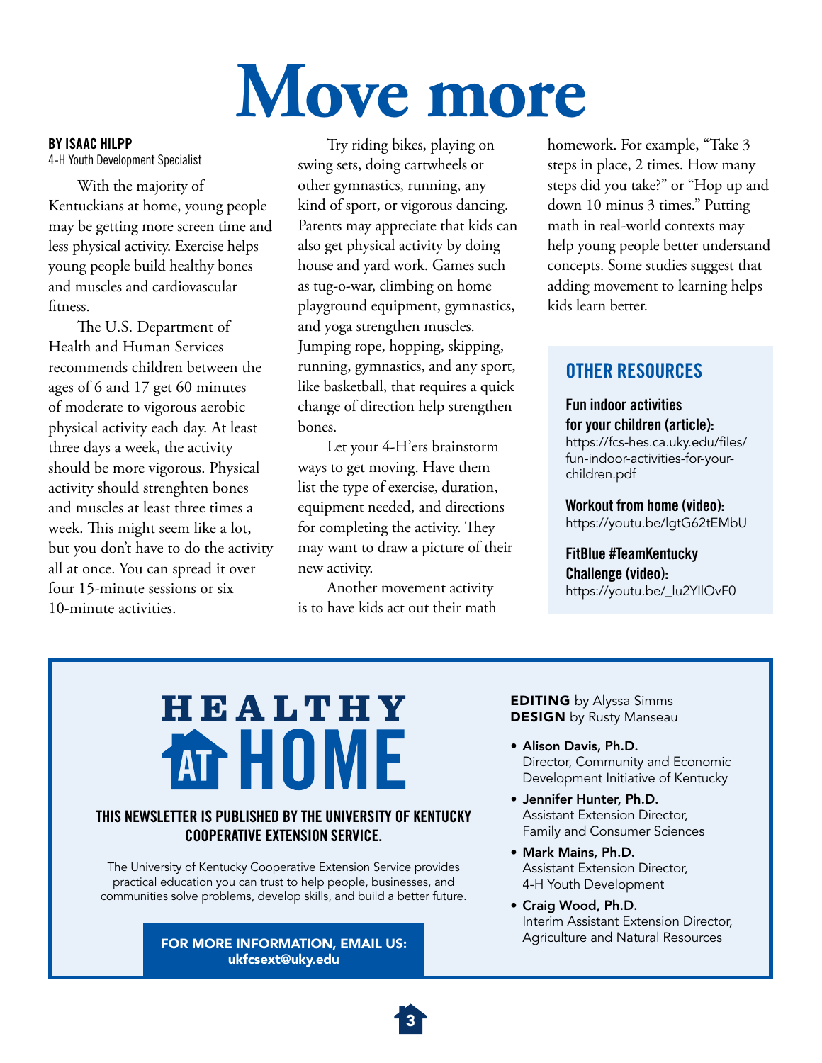# Move more

**BY ISAAC HILPP**
4-H Youth Development Specialist

With the majority of Kentuckians at home, young people may be getting more screen time and less physical activity. Exercise helps young people build healthy bones and muscles and cardiovascular fitness.

The U.S. Department of Health and Human Services recommends children between the ages of 6 and 17 get 60 minutes of moderate to vigorous aerobic physical activity each day. At least three days a week, the activity should be more vigorous. Physical activity should strenghten bones and muscles at least three times a week. This might seem like a lot, but you don't have to do the activity all at once. You can spread it over four 15-minute sessions or six 10-minute activities.

Try riding bikes, playing on swing sets, doing cartwheels or other gymnastics, running, any kind of sport, or vigorous dancing. Parents may appreciate that kids can also get physical activity by doing house and yard work. Games such as tug-o-war, climbing on home playground equipment, gymnastics, and yoga strengthen muscles. Jumping rope, hopping, skipping, running, gymnastics, and any sport, like basketball, that requires a quick change of direction help strengthen bones.

Let your 4-H'ers brainstorm ways to get moving. Have them list the type of exercise, duration, equipment needed, and directions for completing the activity. They may want to draw a picture of their new activity.

Another movement activity is to have kids act out their math homework. For example, "Take 3 steps in place, 2 times. How many steps did you take?" or "Hop up and down 10 minus 3 times." Putting math in real-world contexts may help young people better understand concepts. Some studies suggest that adding movement to learning helps kids learn better.

## OTHER RESOURCES

**Fun indoor activities for your children (article):**
https://fcs-hes.ca.uky.edu/files/fun-indoor-activities-for-your-children.pdf

**Workout from home (video):**
https://youtu.be/lgtG62tEMbU

**FitBlue #TeamKentucky Challenge (video):**
https://youtu.be/_lu2YllOvF0

---

**HEALTHY AT HOME**

**THIS NEWSLETTER IS PUBLISHED BY THE UNIVERSITY OF KENTUCKY COOPERATIVE EXTENSION SERVICE.**

The University of Kentucky Cooperative Extension Service provides practical education you can trust to help people, businesses, and communities solve problems, develop skills, and build a better future.

**FOR MORE INFORMATION, EMAIL US:** ukfcsext@uky.edu

**EDITING** by Alyssa Simms
**DESIGN** by Rusty Manseau

- **Alison Davis, Ph.D.**
  Director, Community and Economic Development Initiative of Kentucky
- **Jennifer Hunter, Ph.D.**
  Assistant Extension Director, Family and Consumer Sciences
- **Mark Mains, Ph.D.**
  Assistant Extension Director, 4-H Youth Development
- **Craig Wood, Ph.D.**
  Interim Assistant Extension Director, Agriculture and Natural Resources